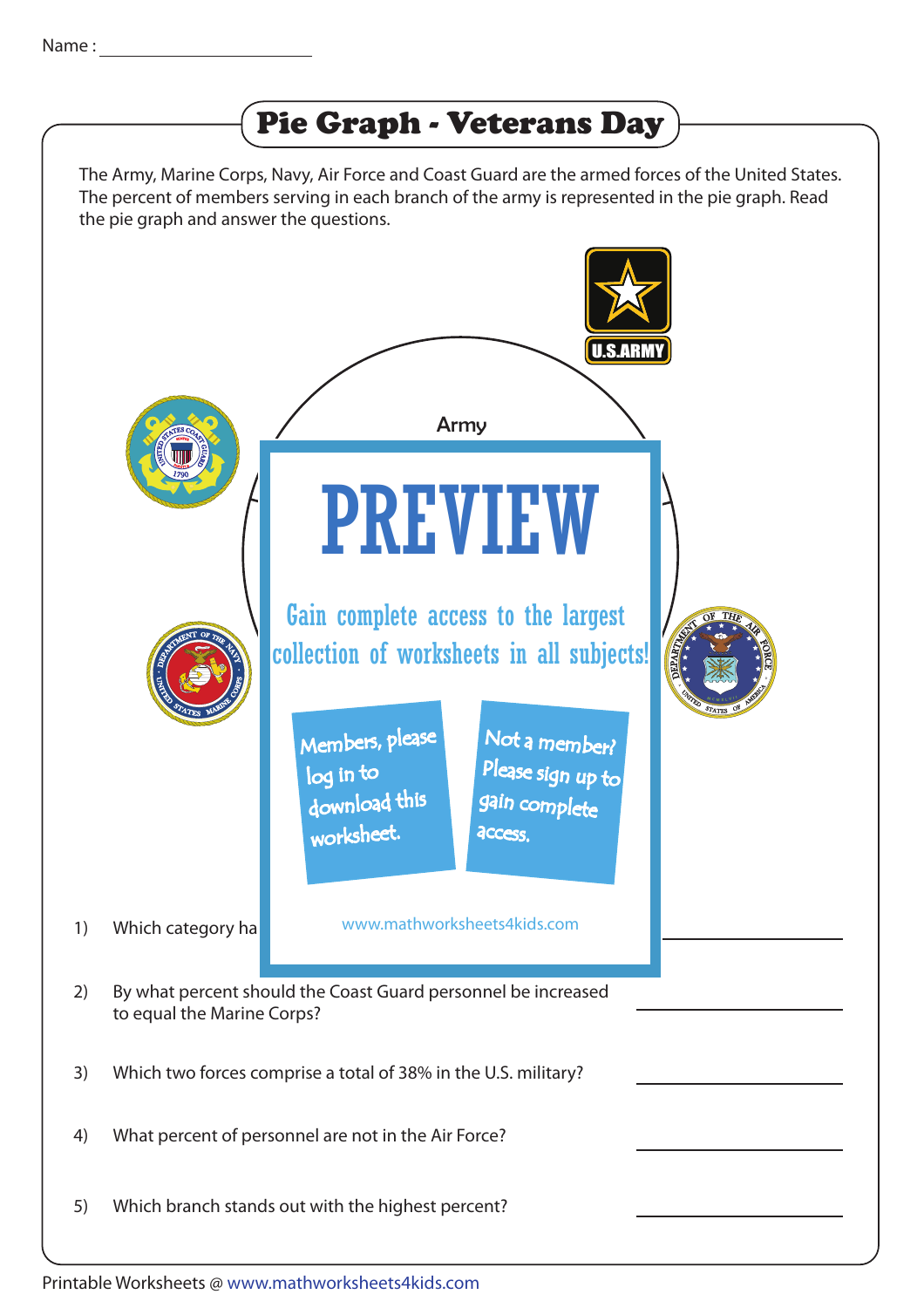Name : _______________

# Pie Graph - Veterans Day

The Army, Marine Corps, Navy, Air Force and Coast Guard are the armed forces of the United States. The percent of members serving in each branch of the army is represented in the pie graph. Read the pie graph and answer the questions.

Army

PREVIEW

Gain complete access to the largest collection of worksheets in all subjects!

Members, please log in to download this worksheet.

Not a member? Please sign up to gain complete access.

www.mathworksheets4kids.com

1) Which category ha _______________

2) By what percent should the Coast Guard personnel be increased to equal the Marine Corps? _______________

3) Which two forces comprise a total of 38% in the U.S. military? _______________

4) What percent of personnel are not in the Air Force? _______________

5) Which branch stands out with the highest percent? _______________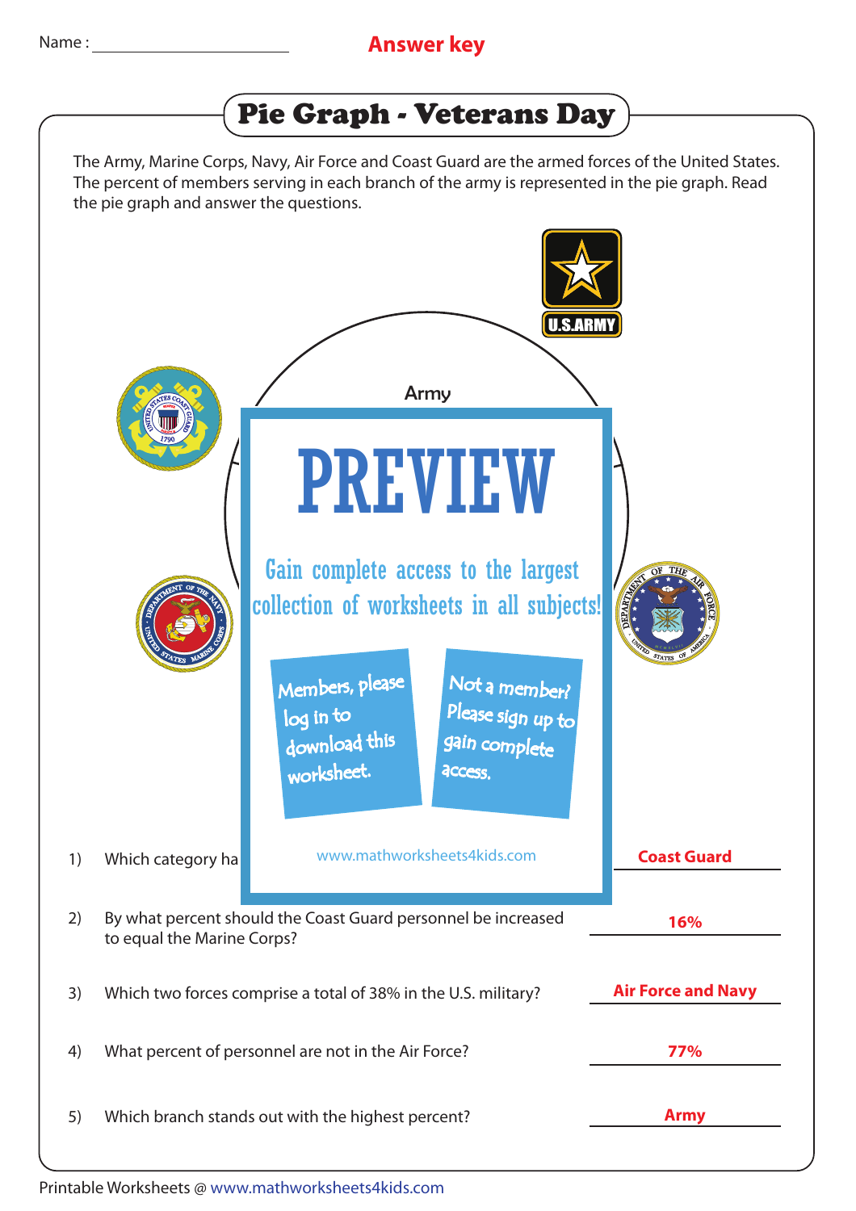Name : 

**Answer key**

# Pie Graph - Veterans Day

The Army, Marine Corps, Navy, Air Force and Coast Guard are the armed forces of the United States. The percent of members serving in each branch of the army is represented in the pie graph. Read the pie graph and answer the questions.

Army

PREVIEW

Gain complete access to the largest collection of worksheets in all subjects!

Members, please log in to download this worksheet.

Not a member? Please sign up to gain complete access.

www.mathworksheets4kids.com

1) Which category ha **Coast Guard**

2) By what percent should the Coast Guard personnel be increased to equal the Marine Corps? **16%**

3) Which two forces comprise a total of 38% in the U.S. military? **Air Force and Navy**

4) What percent of personnel are not in the Air Force? **77%**

5) Which branch stands out with the highest percent? **Army**

Printable Worksheets @ www.mathworksheets4kids.com